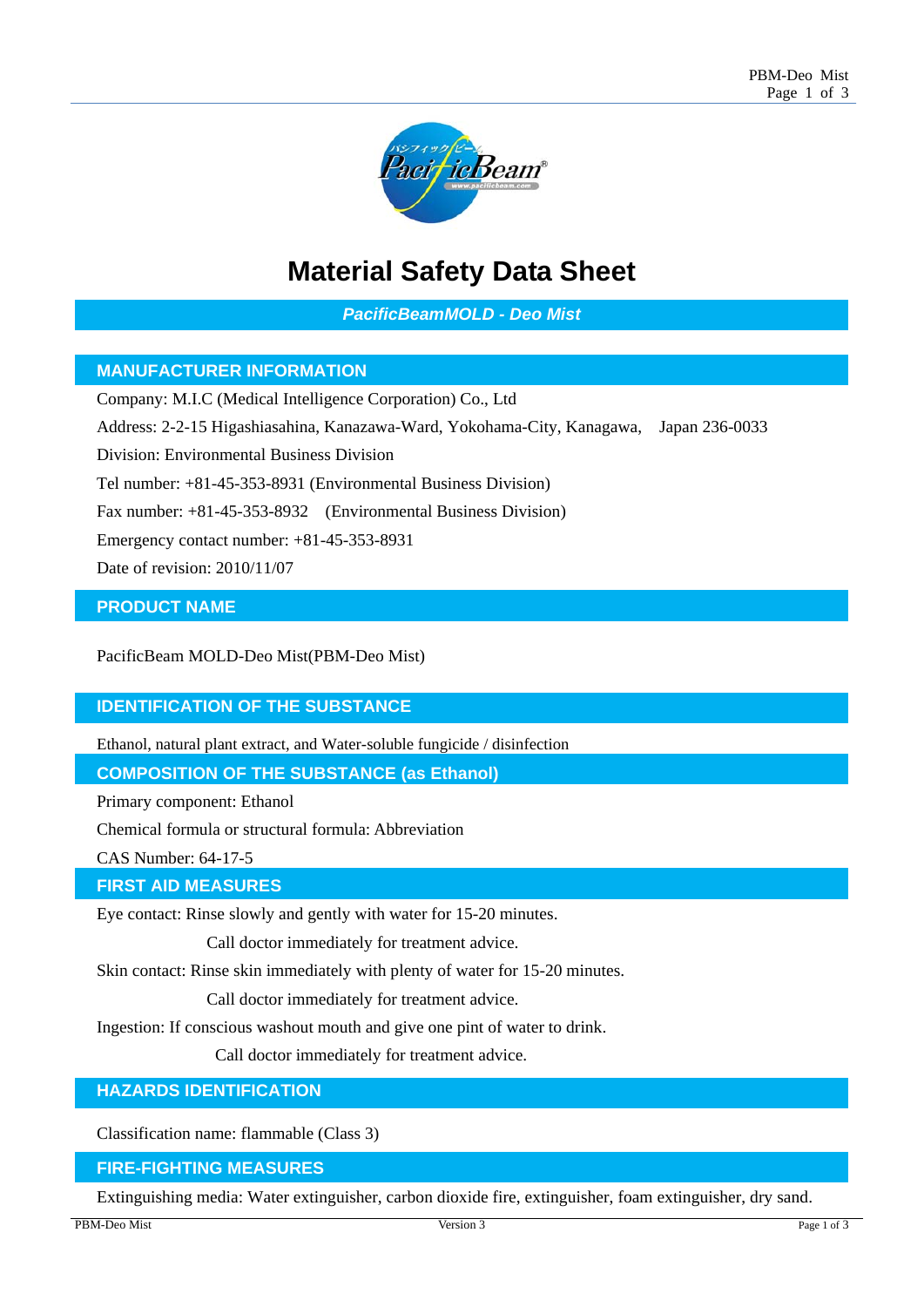# Material Safety Data Sheet

***PacificBeamMOLD - Deo Mist***

## MANUFACTURER INFORMATION

Company: M.I.C (Medical Intelligence Corporation) Co., Ltd

Address: 2-2-15 Higashiasahina, Kanazawa-Ward, Yokohama-City, Kanagawa, Japan 236-0033

Division: Environmental Business Division

Tel number: +81-45-353-8931 (Environmental Business Division)

Fax number: +81-45-353-8932 (Environmental Business Division)

Emergency contact number: +81-45-353-8931

Date of revision: 2010/11/07

## PRODUCT NAME

PacificBeam MOLD-Deo Mist(PBM-Deo Mist)

## IDENTIFICATION OF THE SUBSTANCE

Ethanol, natural plant extract, and Water-soluble fungicide / disinfection

## COMPOSITION OF THE SUBSTANCE (as Ethanol)

Primary component: Ethanol

Chemical formula or structural formula: Abbreviation

CAS Number: 64-17-5

## FIRST AID MEASURES

Eye contact: Rinse slowly and gently with water for 15-20 minutes.

Call doctor immediately for treatment advice.

Skin contact: Rinse skin immediately with plenty of water for 15-20 minutes.

Call doctor immediately for treatment advice.

Ingestion: If conscious washout mouth and give one pint of water to drink.

Call doctor immediately for treatment advice.

## HAZARDS IDENTIFICATION

Classification name: flammable (Class 3)

## FIRE-FIGHTING MEASURES

Extinguishing media: Water extinguisher, carbon dioxide fire, extinguisher, foam extinguisher, dry sand.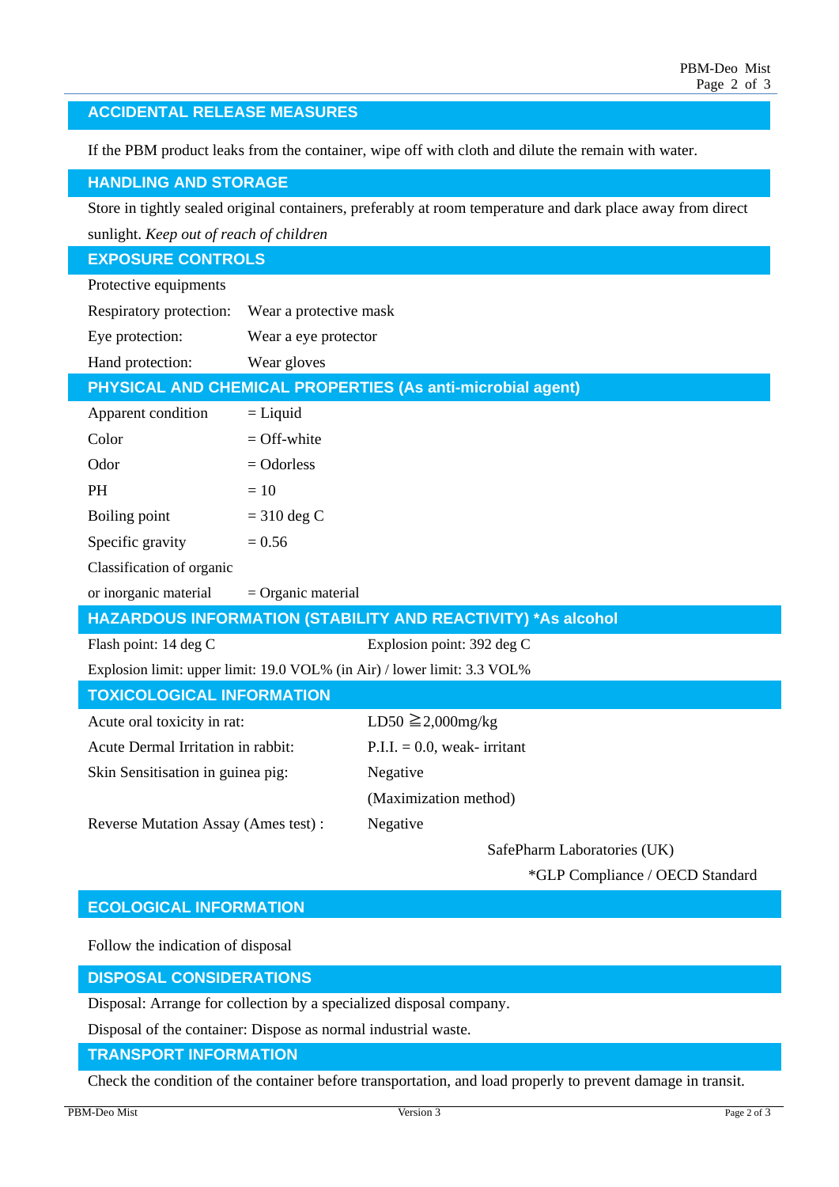## ACCIDENTAL RELEASE MEASURES

If the PBM product leaks from the container, wipe off with cloth and dilute the remain with water.

## HANDLING AND STORAGE

Store in tightly sealed original containers, preferably at room temperature and dark place away from direct sunlight. *Keep out of reach of children*

## EXPOSURE CONTROLS

Protective equipments

| | |
|---|---|
| Respiratory protection: | Wear a protective mask |
| Eye protection: | Wear a eye protector |
| Hand protection: | Wear gloves |

## PHYSICAL AND CHEMICAL PROPERTIES (As anti-microbial agent)

| | |
|---|---|
| Apparent condition | = Liquid |
| Color | = Off-white |
| Odor | = Odorless |
| PH | = 10 |
| Boiling point | = 310 deg C |
| Specific gravity | = 0.56 |
| Classification of organic or inorganic material | = Organic material |

## HAZARDOUS INFORMATION (STABILITY AND REACTIVITY) *As alcohol

Flash point: 14 deg C    Explosion point: 392 deg C

Explosion limit: upper limit: 19.0 VOL% (in Air) / lower limit: 3.3 VOL%

## TOXICOLOGICAL INFORMATION

| | |
|---|---|
| Acute oral toxicity in rat: | LD50 ≧2,000mg/kg |
| Acute Dermal Irritation in rabbit: | P.I.I. = 0.0, weak- irritant |
| Skin Sensitisation in guinea pig: | Negative (Maximization method) |
| Reverse Mutation Assay (Ames test) : | Negative |

SafePharm Laboratories (UK)

*GLP Compliance / OECD Standard

## ECOLOGICAL INFORMATION

Follow the indication of disposal

## DISPOSAL CONSIDERATIONS

Disposal: Arrange for collection by a specialized disposal company.

Disposal of the container: Dispose as normal industrial waste.

## TRANSPORT INFORMATION

Check the condition of the container before transportation, and load properly to prevent damage in transit.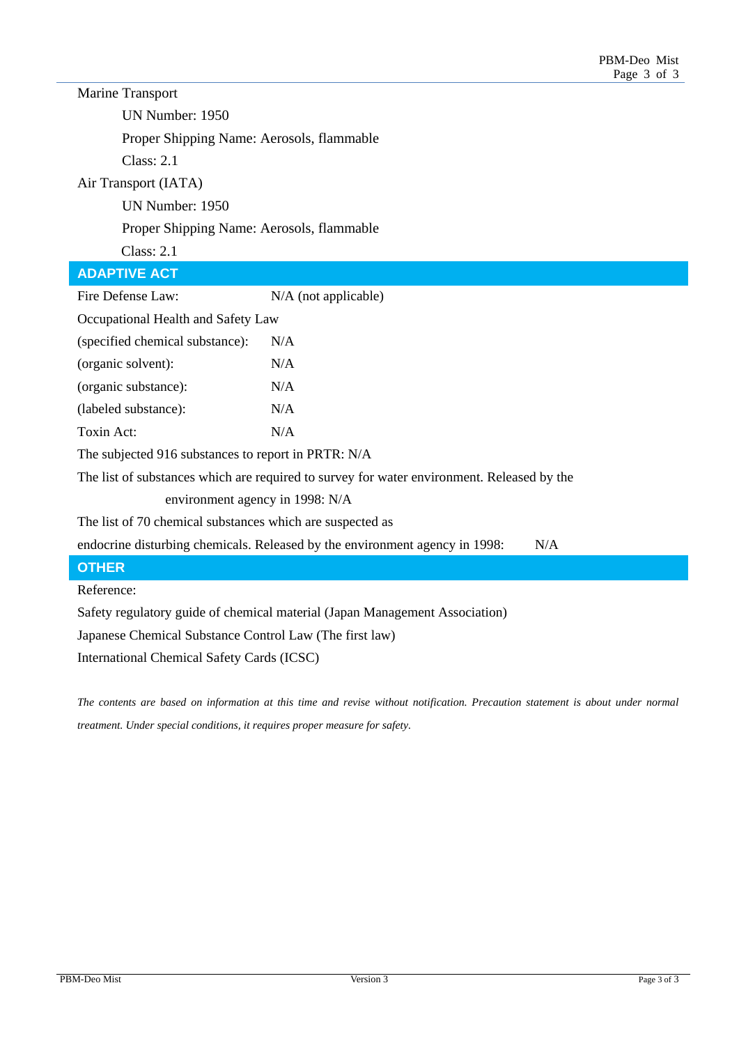Marine Transport

UN Number: 1950

Proper Shipping Name: Aerosols, flammable

Class: 2.1

Air Transport (IATA)

UN Number: 1950

Proper Shipping Name: Aerosols, flammable

Class: 2.1

## ADAPTIVE ACT

| | |
|---|---|
| Fire Defense Law: | N/A (not applicable) |
| Occupational Health and Safety Law | |
| (specified chemical substance): | N/A |
| (organic solvent): | N/A |
| (organic substance): | N/A |
| (labeled substance): | N/A |
| Toxin Act: | N/A |

The subjected 916 substances to report in PRTR: N/A

The list of substances which are required to survey for water environment. Released by the environment agency in 1998: N/A

The list of 70 chemical substances which are suspected as endocrine disturbing chemicals. Released by the environment agency in 1998: N/A

## OTHER

Reference:

Safety regulatory guide of chemical material (Japan Management Association)

Japanese Chemical Substance Control Law (The first law)

International Chemical Safety Cards (ICSC)

*The contents are based on information at this time and revise without notification. Precaution statement is about under normal treatment. Under special conditions, it requires proper measure for safety.*